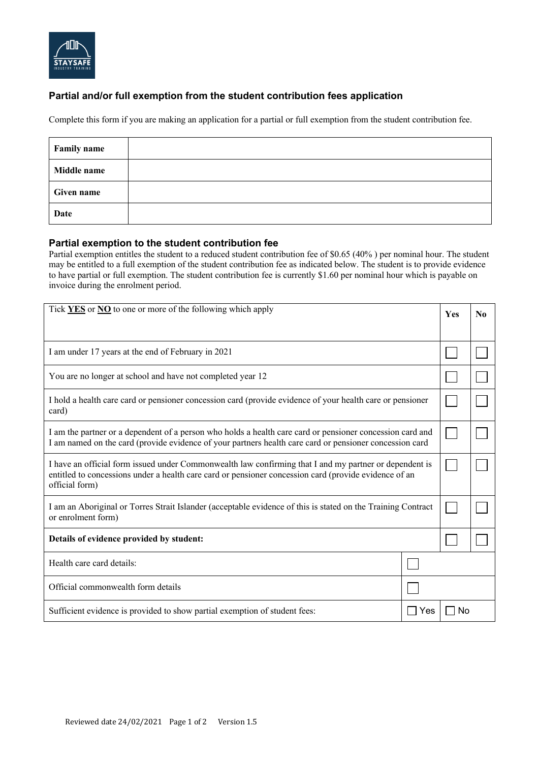## Partial and/or full exemption from the student contribution fees application

Complete this form if you are making an application for a partial or full exemption from the student contribution fee.

| | |
|---|---|
| **Family name** | |
| **Middle name** | |
| **Given name** | |
| **Date** | |

### Partial exemption to the student contribution fee

Partial exemption entitles the student to a reduced student contribution fee of $0.65 (40% ) per nominal hour. The student may be entitled to a full exemption of the student contribution fee as indicated below. The student is to provide evidence to have partial or full exemption. The student contribution fee is currently $1.60 per nominal hour which is payable on invoice during the enrolment period.

| Tick **YES** or **NO** to one or more of the following which apply | | **Yes** | **No** |
|---|---|---|---|
| I am under 17 years at the end of February in 2021 | | ☐ | ☐ |
| You are no longer at school and have not completed year 12 | | ☐ | ☐ |
| I hold a health care card or pensioner concession card (provide evidence of your health care or pensioner card) | | ☐ | ☐ |
| I am the partner or a dependent of a person who holds a health care card or pensioner concession card and I am named on the card (provide evidence of your partners health care card or pensioner concession card | | ☐ | ☐ |
| I have an official form issued under Commonwealth law confirming that I and my partner or dependent is entitled to concessions under a health care card or pensioner concession card (provide evidence of an official form) | | ☐ | ☐ |
| I am an Aboriginal or Torres Strait Islander (acceptable evidence of this is stated on the Training Contract or enrolment form) | | ☐ | ☐ |
| **Details of evidence provided by student:** | | ☐ | ☐ |
| Health care card details: | ☐ | | |
| Official commonwealth form details | ☐ | | |
| Sufficient evidence is provided to show partial exemption of student fees: | ☐ Yes | ☐ No | |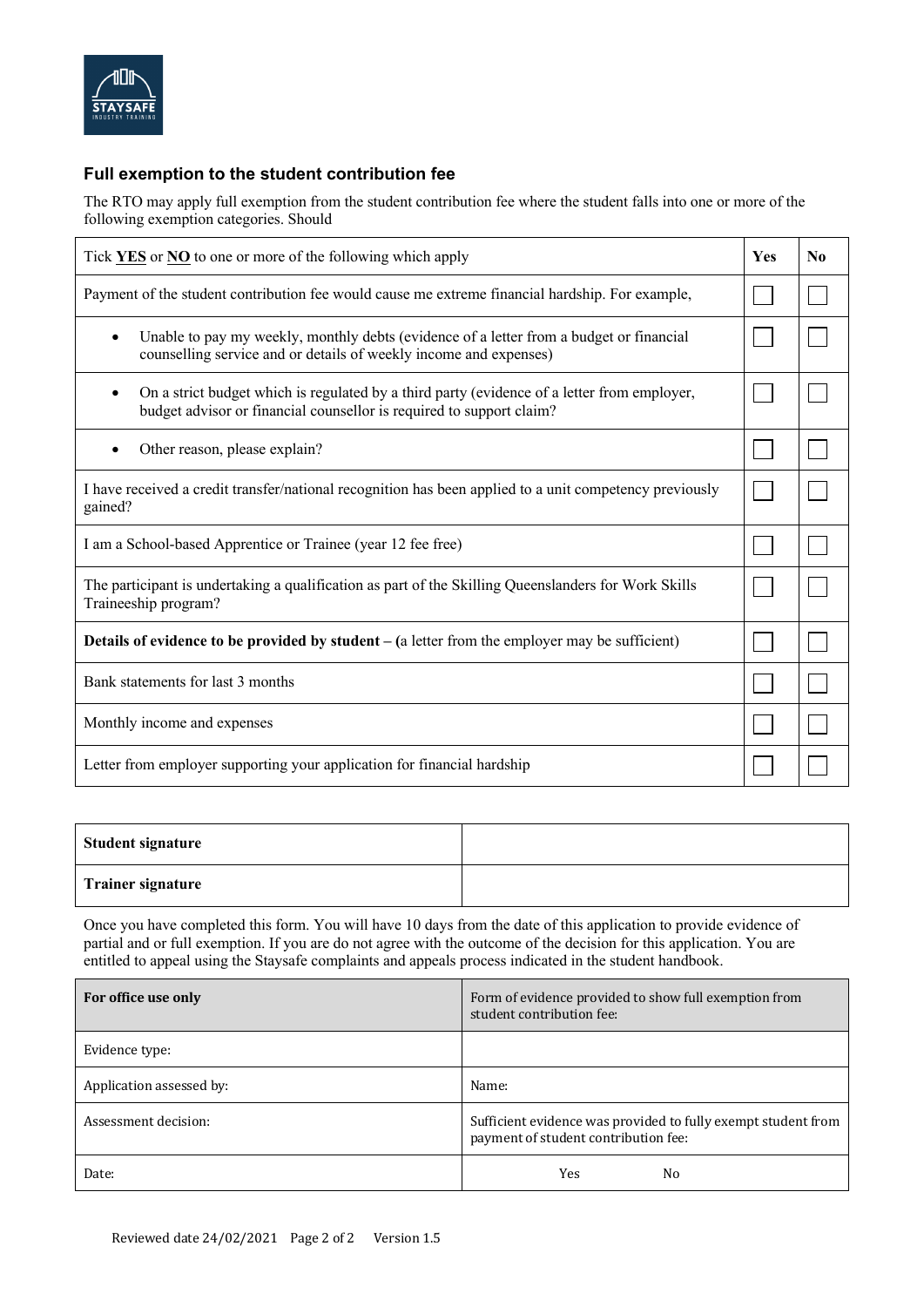## Full exemption to the student contribution fee

The RTO may apply full exemption from the student contribution fee where the student falls into one or more of the following exemption categories. Should

| Tick **YES** or **NO** to one or more of the following which apply | Yes | No |
|---|---|---|
| Payment of the student contribution fee would cause me extreme financial hardship. For example, | ☐ | ☐ |
| • Unable to pay my weekly, monthly debts (evidence of a letter from a budget or financial counselling service and or details of weekly income and expenses) | ☐ | ☐ |
| • On a strict budget which is regulated by a third party (evidence of a letter from employer, budget advisor or financial counsellor is required to support claim? | ☐ | ☐ |
| • Other reason, please explain? | ☐ | ☐ |
| I have received a credit transfer/national recognition has been applied to a unit competency previously gained? | ☐ | ☐ |
| I am a School-based Apprentice or Trainee (year 12 fee free) | ☐ | ☐ |
| The participant is undertaking a qualification as part of the Skilling Queenslanders for Work Skills Traineeship program? | ☐ | ☐ |
| **Details of evidence to be provided by student – (**a letter from the employer may be sufficient) | ☐ | ☐ |
| Bank statements for last 3 months | ☐ | ☐ |
| Monthly income and expenses | ☐ | ☐ |
| Letter from employer supporting your application for financial hardship | ☐ | ☐ |

| | |
|---|---|
| **Student signature** | |
| **Trainer signature** | |

Once you have completed this form. You will have 10 days from the date of this application to provide evidence of partial and or full exemption. If you are do not agree with the outcome of the decision for this application. You are entitled to appeal using the Staysafe complaints and appeals process indicated in the student handbook.

| **For office use only** | Form of evidence provided to show full exemption from student contribution fee: |
|---|---|
| Evidence type: | |
| Application assessed by: | Name: |
| Assessment decision: | Sufficient evidence was provided to fully exempt student from payment of student contribution fee: |
| Date: | Yes No |

Reviewed date 24/02/2021 Version 1.5